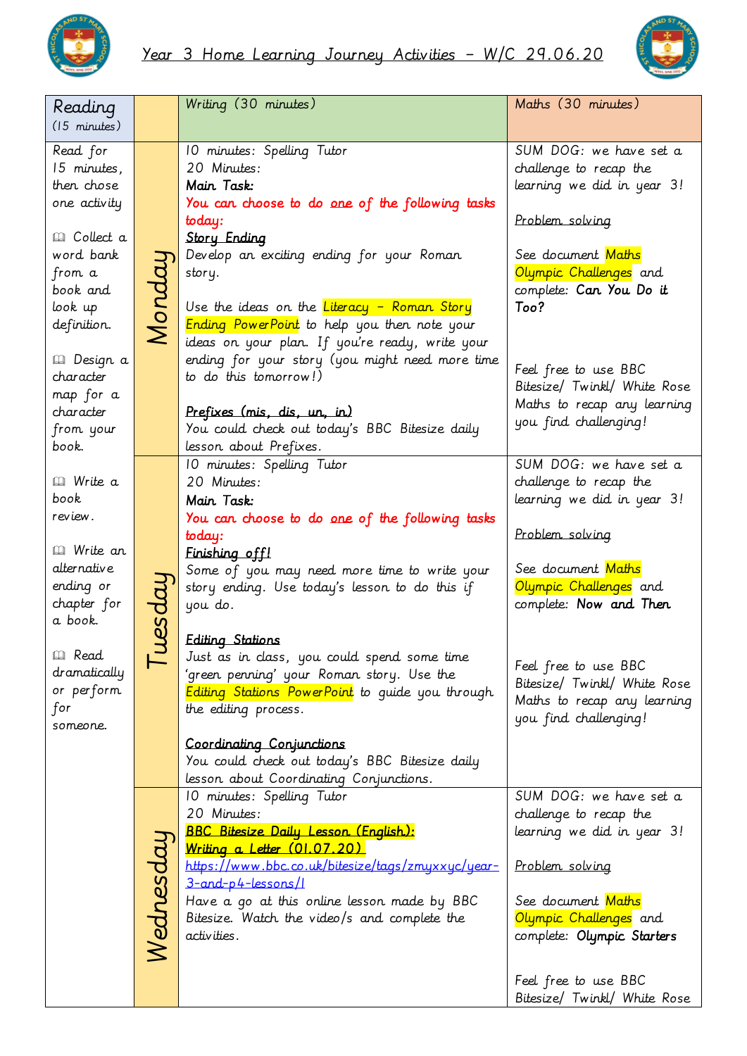# Year 3 Home Learning Journey Activities – W/C 29.06.20

| Reading (15 minutes) | | Writing (30 minutes) | Maths (30 minutes) |
|---|---|---|---|
| Read for 15 minutes, then chose one activity<br><br>📖 Collect a word bank from a book and look up definition.<br><br>📖 Design a character map for a character from your book.<br><br>📖 Write a book review.<br><br>📖 Write an alternative ending or chapter for a book.<br><br>📖 Read dramatically or perform for someone. | Monday | 10 minutes: Spelling Tutor<br>20 Minutes:<br>**Main Task:**<br>You can choose to do <u>one</u> of the following tasks today:<br>**<u>Story Ending</u>**<br>Develop an exciting ending for your Roman story.<br><br>Use the ideas on the Literacy – Roman Story Ending PowerPoint to help you then note your ideas on your plan. If you're ready, write your ending for your story (you might need more time to do this tomorrow!)<br><br>**<u>Prefixes (mis, dis, un, in)</u>**<br>You could check out today's BBC Bitesize daily lesson about Prefixes. | SUM DOG: we have set a challenge to recap the learning we did in year 3!<br><br><u>Problem solving</u><br><br>See document Maths Olympic Challenges and complete: **Can You Do it Too?**<br><br>Feel free to use BBC Bitesize/ Twinkl/ White Rose Maths to recap any learning you find challenging! |
| | Tuesday | 10 minutes: Spelling Tutor<br>20 Minutes:<br>**Main Task:**<br>You can choose to do <u>one</u> of the following tasks today:<br>**<u>Finishing off!</u>**<br>Some of you may need more time to write your story ending. Use today's lesson to do this if you do.<br><br>**<u>Editing Stations</u>**<br>Just as in class, you could spend some time 'green penning' your Roman story. Use the Editing Stations PowerPoint to guide you through the editing process.<br><br>**<u>Coordinating Conjunctions</u>**<br>You could check out today's BBC Bitesize daily lesson about Coordinating Conjunctions. | SUM DOG: we have set a challenge to recap the learning we did in year 3!<br><br><u>Problem solving</u><br><br>See document Maths Olympic Challenges and complete: **Now and Then**<br><br>Feel free to use BBC Bitesize/ Twinkl/ White Rose Maths to recap any learning you find challenging! |
| | Wednesday | 10 minutes: Spelling Tutor<br>20 Minutes:<br>**<u>BBC Bitesize Daily Lesson (English): Writing a Letter (01.07.20)</u>**<br>https://www.bbc.co.uk/bitesize/tags/zmyxxyc/year-3-and-p4-lessons/1<br>Have a go at this online lesson made by BBC Bitesize. Watch the video/s and complete the activities. | SUM DOG: we have set a challenge to recap the learning we did in year 3!<br><br><u>Problem solving</u><br><br>See document Maths Olympic Challenges and complete: **Olympic Starters**<br><br>Feel free to use BBC Bitesize/ Twinkl/ White Rose |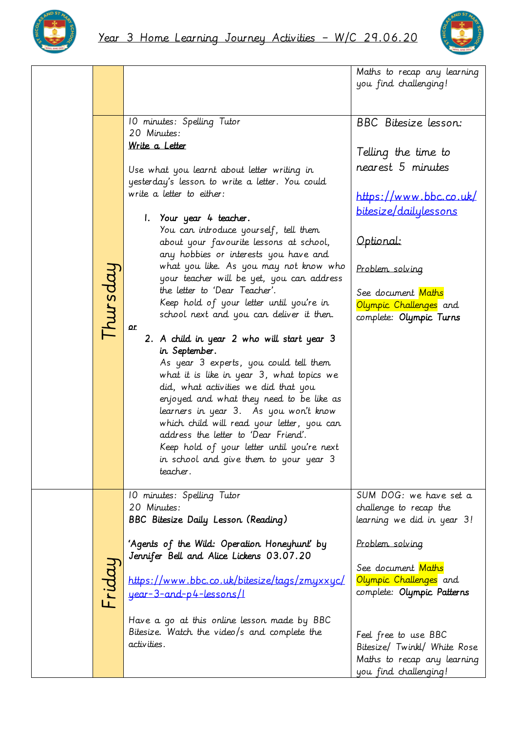# Year 3 Home Learning Journey Activities – W/C 29.06.20

| | | | |
|---|---|---|---|
| | | | Maths to recap any learning you find challenging! |
| | Thursday | 10 minutes: Spelling Tutor<br>20 Minutes:<br>**Write a Letter**<br><br>Use what you learnt about letter writing in yesterday's lesson to write a letter. You could write a letter to either:<br><br>1. **Your year 4 teacher.**<br>You can introduce yourself, tell them about your favourite lessons at school, any hobbies or interests you have and what you like. As you may not know who your teacher will be yet, you can address the letter to 'Dear Teacher'.<br>Keep hold of your letter until you're in school next and you can deliver it then.<br><br>or<br><br>2. **A child in year 2 who will start year 3 in September.**<br>As year 3 experts, you could tell them what it is like in year 3, what topics we did, what activities we did that you enjoyed and what they need to be like as learners in year 3. As you won't know which child will read your letter, you can address the letter to 'Dear Friend'.<br>Keep hold of your letter until you're next in school and give them to your year 3 teacher. | BBC Bitesize lesson:<br><br>Telling the time to nearest 5 minutes<br><br>https://www.bbc.co.uk/bitesize/dailylessons<br><br>Optional:<br><br>Problem solving<br><br>See document Maths Olympic Challenges and complete: **Olympic Turns** |
| | Friday | 10 minutes: Spelling Tutor<br>20 Minutes:<br>**BBC Bitesize Daily Lesson (Reading)**<br><br>**'Agents of the Wild: Operation Honeyhunt' by Jennifer Bell and Alice Lickens 03.07.20**<br><br>https://www.bbc.co.uk/bitesize/tags/zmyxxyc/year-3-and-p4-lessons/1<br><br>Have a go at this online lesson made by BBC Bitesize. Watch the video/s and complete the activities. | SUM DOG: we have set a challenge to recap the learning we did in year 3!<br><br>Problem solving<br><br>See document Maths Olympic Challenges and complete: **Olympic Patterns**<br><br>Feel free to use BBC Bitesize/ Twinkl/ White Rose Maths to recap any learning you find challenging! |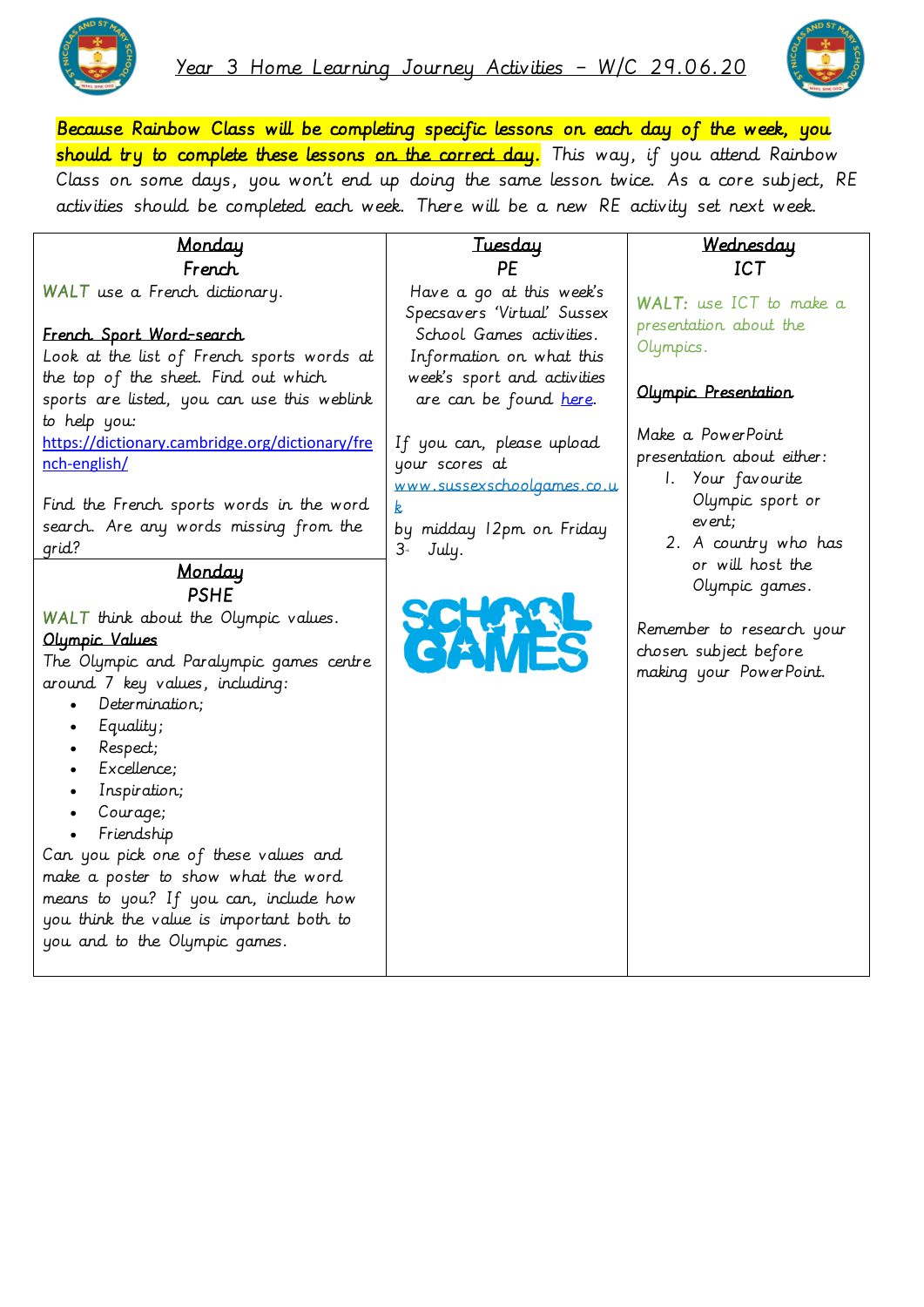# Year 3 Home Learning Journey Activities – W/C 29.06.20

**Because Rainbow Class will be completing specific lessons on each day of the week, you should try to complete these lessons on the correct day.** This way, if you attend Rainbow Class on some days, you won't end up doing the same lesson twice. As a core subject, RE activities should be completed each week. There will be a new RE activity set next week.

## Monday – French

WALT use a French dictionary.

**French Sport Word-search**

Look at the list of French sports words at the top of the sheet. Find out which sports are listed, you can use this weblink to help you:
https://dictionary.cambridge.org/dictionary/french-english/

Find the French sports words in the word search. Are any words missing from the grid?

## Monday – PSHE

WALT think about the Olympic values.

**Olympic Values**

The Olympic and Paralympic games centre around 7 key values, including:

- Determination;
- Equality;
- Respect;
- Excellence;
- Inspiration;
- Courage;
- Friendship

Can you pick one of these values and make a poster to show what the word means to you? If you can, include how you think the value is important both to you and to the Olympic games.

## Tuesday – PE

Have a go at this week's Specsavers 'Virtual' Sussex School Games activities. Information on what this week's sport and activities are can be found here.

If you can, please upload your scores at www.sussexschoolgames.co.uk by midday 12pm on Friday 3rd July.

## Wednesday – ICT

WALT: use ICT to make a presentation about the Olympics.

**Olympic Presentation**

Make a PowerPoint presentation about either:

1. Your favourite Olympic sport or event;
2. A country who has or will host the Olympic games.

Remember to research your chosen subject before making your PowerPoint.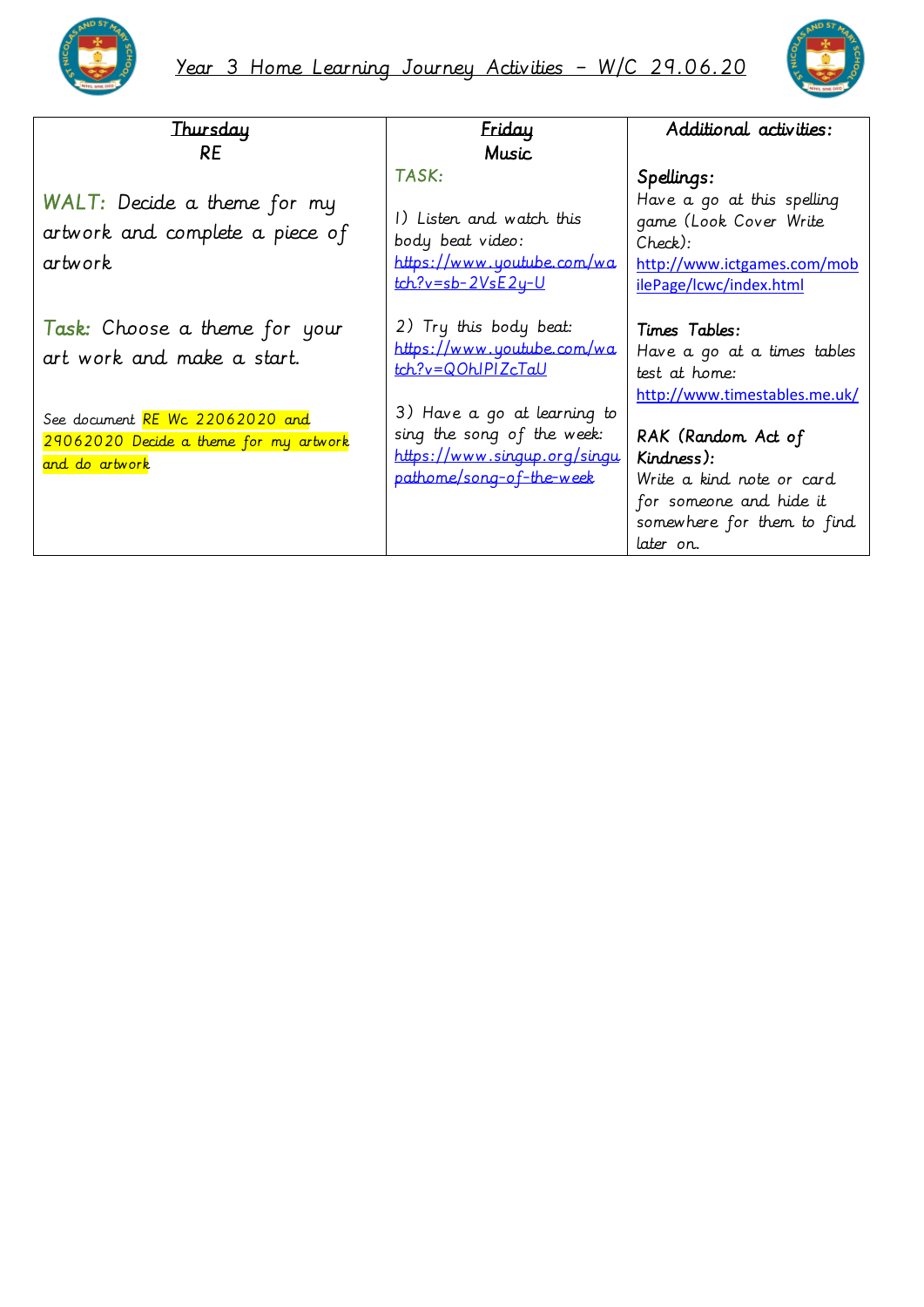# Year 3 Home Learning Journey Activities – W/C 29.06.20

| Thursday<br>RE | Friday<br>Music | Additional activities: |
|---|---|---|
| WALT: Decide a theme for my artwork and complete a piece of artwork<br><br>Task: Choose a theme for your art work and make a start.<br><br>See document RE Wc 22062020 and 29062020 Decide a theme for my artwork and do artwork | TASK:<br><br>1) Listen and watch this body beat video: https://www.youtube.com/watch?v=sb-2VsE2y-U<br><br>2) Try this body beat: https://www.youtube.com/watch?v=QOhIPIZcTaU<br><br>3) Have a go at learning to sing the song of the week: https://www.singup.org/singupathome/song-of-the-week | **Spellings:**<br>Have a go at this spelling game (Look Cover Write Check): http://www.ictgames.com/mobilePage/lcwc/index.html<br><br>**Times Tables:**<br>Have a go at a times tables test at home: http://www.timestables.me.uk/<br><br>**RAK (Random Act of Kindness):**<br>Write a kind note or card for someone and hide it somewhere for them to find later on. |